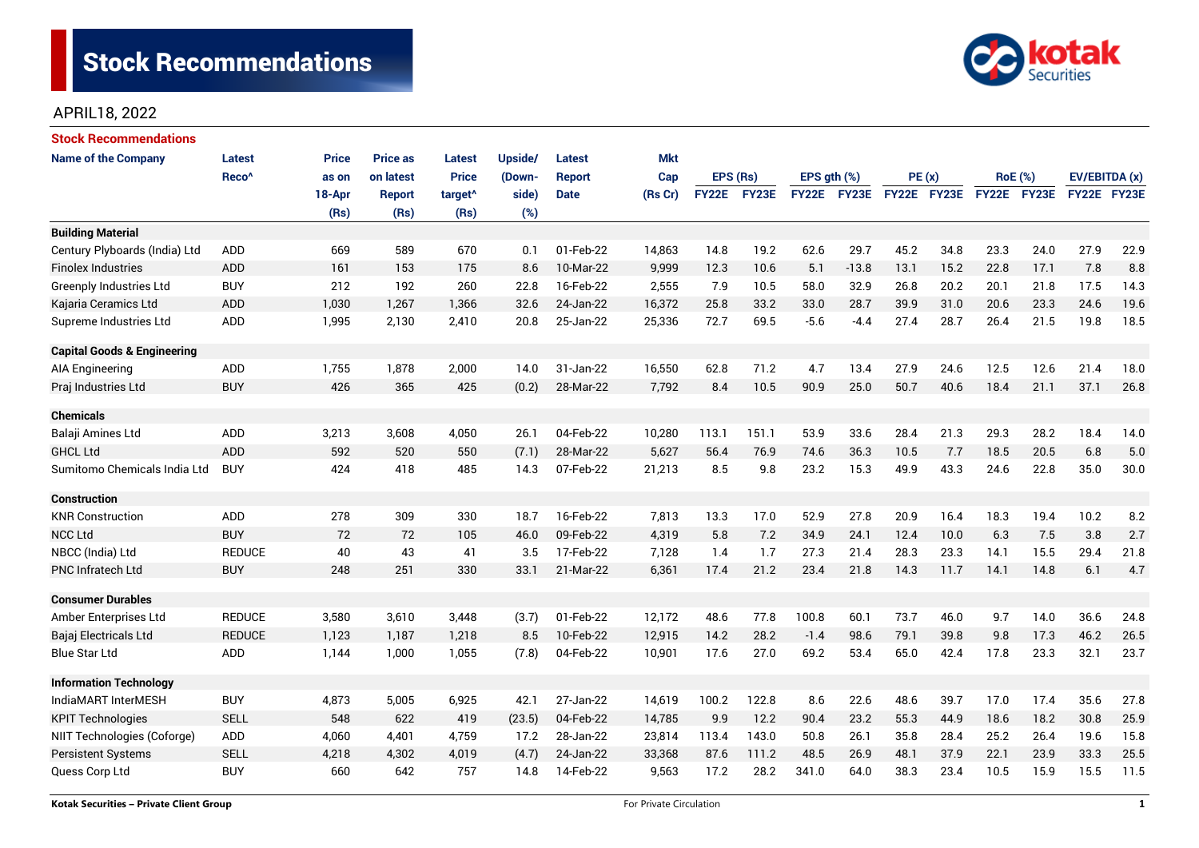# Stock Recommendations

APRIL18, 2022

## Stock Recommendations

| Name of the Company | Latest Reco^ | Price as on 18-Apr (Rs) | Price as on latest Report (Rs) | Latest Price target^ (Rs) | Upside/ (Down-side) (%) | Latest Report Date | Mkt Cap (Rs Cr) | EPS (Rs) | | EPS gth (%) | | PE (x) | | RoE (%) | | EV/EBITDA (x) | |
|---|---|---|---|---|---|---|---|---|---|---|---|---|---|---|---|---|---|
| | | | | | | | | FY22E | FY23E | FY22E | FY23E | FY22E | FY23E | FY22E | FY23E | FY22E | FY23E |
| **Building Material** | | | | | | | | | | | | | | | | | |
| Century Plyboards (India) Ltd | ADD | 669 | 589 | 670 | 0.1 | 01-Feb-22 | 14,863 | 14.8 | 19.2 | 62.6 | 29.7 | 45.2 | 34.8 | 23.3 | 24.0 | 27.9 | 22.9 |
| Finolex Industries | ADD | 161 | 153 | 175 | 8.6 | 10-Mar-22 | 9,999 | 12.3 | 10.6 | 5.1 | -13.8 | 13.1 | 15.2 | 22.8 | 17.1 | 7.8 | 8.8 |
| Greenply Industries Ltd | BUY | 212 | 192 | 260 | 22.8 | 16-Feb-22 | 2,555 | 7.9 | 10.5 | 58.0 | 32.9 | 26.8 | 20.2 | 20.1 | 21.8 | 17.5 | 14.3 |
| Kajaria Ceramics Ltd | ADD | 1,030 | 1,267 | 1,366 | 32.6 | 24-Jan-22 | 16,372 | 25.8 | 33.2 | 33.0 | 28.7 | 39.9 | 31.0 | 20.6 | 23.3 | 24.6 | 19.6 |
| Supreme Industries Ltd | ADD | 1,995 | 2,130 | 2,410 | 20.8 | 25-Jan-22 | 25,336 | 72.7 | 69.5 | -5.6 | -4.4 | 27.4 | 28.7 | 26.4 | 21.5 | 19.8 | 18.5 |
| **Capital Goods & Engineering** | | | | | | | | | | | | | | | | | |
| AIA Engineering | ADD | 1,755 | 1,878 | 2,000 | 14.0 | 31-Jan-22 | 16,550 | 62.8 | 71.2 | 4.7 | 13.4 | 27.9 | 24.6 | 12.5 | 12.6 | 21.4 | 18.0 |
| Praj Industries Ltd | BUY | 426 | 365 | 425 | (0.2) | 28-Mar-22 | 7,792 | 8.4 | 10.5 | 90.9 | 25.0 | 50.7 | 40.6 | 18.4 | 21.1 | 37.1 | 26.8 |
| **Chemicals** | | | | | | | | | | | | | | | | | |
| Balaji Amines Ltd | ADD | 3,213 | 3,608 | 4,050 | 26.1 | 04-Feb-22 | 10,280 | 113.1 | 151.1 | 53.9 | 33.6 | 28.4 | 21.3 | 29.3 | 28.2 | 18.4 | 14.0 |
| GHCL Ltd | ADD | 592 | 520 | 550 | (7.1) | 28-Mar-22 | 5,627 | 56.4 | 76.9 | 74.6 | 36.3 | 10.5 | 7.7 | 18.5 | 20.5 | 6.8 | 5.0 |
| Sumitomo Chemicals India Ltd | BUY | 424 | 418 | 485 | 14.3 | 07-Feb-22 | 21,213 | 8.5 | 9.8 | 23.2 | 15.3 | 49.9 | 43.3 | 24.6 | 22.8 | 35.0 | 30.0 |
| **Construction** | | | | | | | | | | | | | | | | | |
| KNR Construction | ADD | 278 | 309 | 330 | 18.7 | 16-Feb-22 | 7,813 | 13.3 | 17.0 | 52.9 | 27.8 | 20.9 | 16.4 | 18.3 | 19.4 | 10.2 | 8.2 |
| NCC Ltd | BUY | 72 | 72 | 105 | 46.0 | 09-Feb-22 | 4,319 | 5.8 | 7.2 | 34.9 | 24.1 | 12.4 | 10.0 | 6.3 | 7.5 | 3.8 | 2.7 |
| NBCC (India) Ltd | REDUCE | 40 | 43 | 41 | 3.5 | 17-Feb-22 | 7,128 | 1.4 | 1.7 | 27.3 | 21.4 | 28.3 | 23.3 | 14.1 | 15.5 | 29.4 | 21.8 |
| PNC Infratech Ltd | BUY | 248 | 251 | 330 | 33.1 | 21-Mar-22 | 6,361 | 17.4 | 21.2 | 23.4 | 21.8 | 14.3 | 11.7 | 14.1 | 14.8 | 6.1 | 4.7 |
| **Consumer Durables** | | | | | | | | | | | | | | | | | |
| Amber Enterprises Ltd | REDUCE | 3,580 | 3,610 | 3,448 | (3.7) | 01-Feb-22 | 12,172 | 48.6 | 77.8 | 100.8 | 60.1 | 73.7 | 46.0 | 9.7 | 14.0 | 36.6 | 24.8 |
| Bajaj Electricals Ltd | REDUCE | 1,123 | 1,187 | 1,218 | 8.5 | 10-Feb-22 | 12,915 | 14.2 | 28.2 | -1.4 | 98.6 | 79.1 | 39.8 | 9.8 | 17.3 | 46.2 | 26.5 |
| Blue Star Ltd | ADD | 1,144 | 1,000 | 1,055 | (7.8) | 04-Feb-22 | 10,901 | 17.6 | 27.0 | 69.2 | 53.4 | 65.0 | 42.4 | 17.8 | 23.3 | 32.1 | 23.7 |
| **Information Technology** | | | | | | | | | | | | | | | | | |
| IndiaMART InterMESH | BUY | 4,873 | 5,005 | 6,925 | 42.1 | 27-Jan-22 | 14,619 | 100.2 | 122.8 | 8.6 | 22.6 | 48.6 | 39.7 | 17.0 | 17.4 | 35.6 | 27.8 |
| KPIT Technologies | SELL | 548 | 622 | 419 | (23.5) | 04-Feb-22 | 14,785 | 9.9 | 12.2 | 90.4 | 23.2 | 55.3 | 44.9 | 18.6 | 18.2 | 30.8 | 25.9 |
| NIIT Technologies (Coforge) | ADD | 4,060 | 4,401 | 4,759 | 17.2 | 28-Jan-22 | 23,814 | 113.4 | 143.0 | 50.8 | 26.1 | 35.8 | 28.4 | 25.2 | 26.4 | 19.6 | 15.8 |
| Persistent Systems | SELL | 4,218 | 4,302 | 4,019 | (4.7) | 24-Jan-22 | 33,368 | 87.6 | 111.2 | 48.5 | 26.9 | 48.1 | 37.9 | 22.1 | 23.9 | 33.3 | 25.5 |
| Quess Corp Ltd | BUY | 660 | 642 | 757 | 14.8 | 14-Feb-22 | 9,563 | 17.2 | 28.2 | 341.0 | 64.0 | 38.3 | 23.4 | 10.5 | 15.9 | 15.5 | 11.5 |

Kotak Securities – Private Client Group | For Private Circulation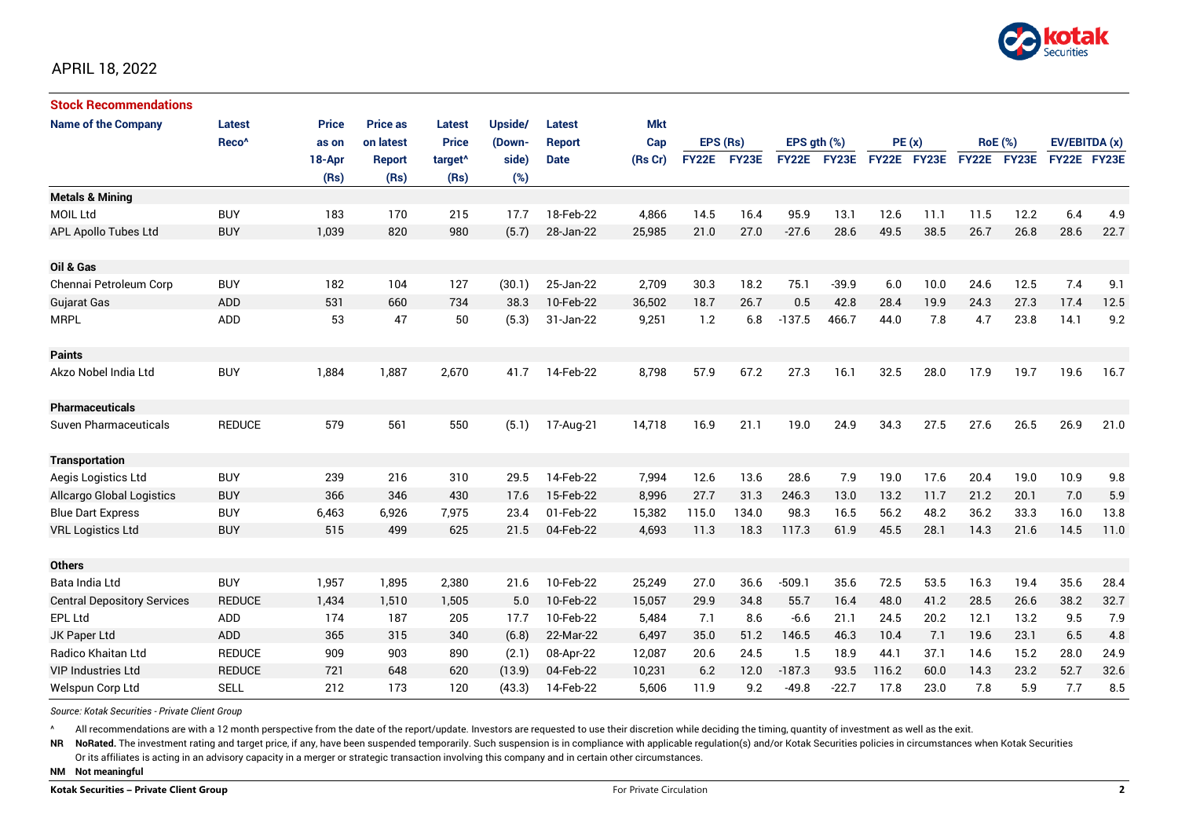APRIL 18, 2022

## Stock Recommendations

| Name of the Company | Latest Reco^ | Price as on 18-Apr (Rs) | Price as on latest Report (Rs) | Latest Price target^ (Rs) | Upside/ (Down-side) (%) | Latest Report Date | Mkt Cap (Rs Cr) | EPS (Rs) FY22E | EPS (Rs) FY23E | EPS gth (%) FY22E | EPS gth (%) FY23E | PE (x) FY22E | PE (x) FY23E | RoE (%) FY22E | RoE (%) FY23E | EV/EBITDA (x) FY22E | EV/EBITDA (x) FY23E |
|---|---|---|---|---|---|---|---|---|---|---|---|---|---|---|---|---|---|
| **Metals & Mining** | | | | | | | | | | | | | | | | | |
| MOIL Ltd | BUY | 183 | 170 | 215 | 17.7 | 18-Feb-22 | 4,866 | 14.5 | 16.4 | 95.9 | 13.1 | 12.6 | 11.1 | 11.5 | 12.2 | 6.4 | 4.9 |
| APL Apollo Tubes Ltd | BUY | 1,039 | 820 | 980 | (5.7) | 28-Jan-22 | 25,985 | 21.0 | 27.0 | -27.6 | 28.6 | 49.5 | 38.5 | 26.7 | 26.8 | 28.6 | 22.7 |
| **Oil & Gas** | | | | | | | | | | | | | | | | | |
| Chennai Petroleum Corp | BUY | 182 | 104 | 127 | (30.1) | 25-Jan-22 | 2,709 | 30.3 | 18.2 | 75.1 | -39.9 | 6.0 | 10.0 | 24.6 | 12.5 | 7.4 | 9.1 |
| Gujarat Gas | ADD | 531 | 660 | 734 | 38.3 | 10-Feb-22 | 36,502 | 18.7 | 26.7 | 0.5 | 42.8 | 28.4 | 19.9 | 24.3 | 27.3 | 17.4 | 12.5 |
| MRPL | ADD | 53 | 47 | 50 | (5.3) | 31-Jan-22 | 9,251 | 1.2 | 6.8 | -137.5 | 466.7 | 44.0 | 7.8 | 4.7 | 23.8 | 14.1 | 9.2 |
| **Paints** | | | | | | | | | | | | | | | | | |
| Akzo Nobel India Ltd | BUY | 1,884 | 1,887 | 2,670 | 41.7 | 14-Feb-22 | 8,798 | 57.9 | 67.2 | 27.3 | 16.1 | 32.5 | 28.0 | 17.9 | 19.7 | 19.6 | 16.7 |
| **Pharmaceuticals** | | | | | | | | | | | | | | | | | |
| Suven Pharmaceuticals | REDUCE | 579 | 561 | 550 | (5.1) | 17-Aug-21 | 14,718 | 16.9 | 21.1 | 19.0 | 24.9 | 34.3 | 27.5 | 27.6 | 26.5 | 26.9 | 21.0 |
| **Transportation** | | | | | | | | | | | | | | | | | |
| Aegis Logistics Ltd | BUY | 239 | 216 | 310 | 29.5 | 14-Feb-22 | 7,994 | 12.6 | 13.6 | 28.6 | 7.9 | 19.0 | 17.6 | 20.4 | 19.0 | 10.9 | 9.8 |
| Allcargo Global Logistics | BUY | 366 | 346 | 430 | 17.6 | 15-Feb-22 | 8,996 | 27.7 | 31.3 | 246.3 | 13.0 | 13.2 | 11.7 | 21.2 | 20.1 | 7.0 | 5.9 |
| Blue Dart Express | BUY | 6,463 | 6,926 | 7,975 | 23.4 | 01-Feb-22 | 15,382 | 115.0 | 134.0 | 98.3 | 16.5 | 56.2 | 48.2 | 36.2 | 33.3 | 16.0 | 13.8 |
| VRL Logistics Ltd | BUY | 515 | 499 | 625 | 21.5 | 04-Feb-22 | 4,693 | 11.3 | 18.3 | 117.3 | 61.9 | 45.5 | 28.1 | 14.3 | 21.6 | 14.5 | 11.0 |
| **Others** | | | | | | | | | | | | | | | | | |
| Bata India Ltd | BUY | 1,957 | 1,895 | 2,380 | 21.6 | 10-Feb-22 | 25,249 | 27.0 | 36.6 | -509.1 | 35.6 | 72.5 | 53.5 | 16.3 | 19.4 | 35.6 | 28.4 |
| Central Depository Services | REDUCE | 1,434 | 1,510 | 1,505 | 5.0 | 10-Feb-22 | 15,057 | 29.9 | 34.8 | 55.7 | 16.4 | 48.0 | 41.2 | 28.5 | 26.6 | 38.2 | 32.7 |
| EPL Ltd | ADD | 174 | 187 | 205 | 17.7 | 10-Feb-22 | 5,484 | 7.1 | 8.6 | -6.6 | 21.1 | 24.5 | 20.2 | 12.1 | 13.2 | 9.5 | 7.9 |
| JK Paper Ltd | ADD | 365 | 315 | 340 | (6.8) | 22-Mar-22 | 6,497 | 35.0 | 51.2 | 146.5 | 46.3 | 10.4 | 7.1 | 19.6 | 23.1 | 6.5 | 4.8 |
| Radico Khaitan Ltd | REDUCE | 909 | 903 | 890 | (2.1) | 08-Apr-22 | 12,087 | 20.6 | 24.5 | 1.5 | 18.9 | 44.1 | 37.1 | 14.6 | 15.2 | 28.0 | 24.9 |
| VIP Industries Ltd | REDUCE | 721 | 648 | 620 | (13.9) | 04-Feb-22 | 10,231 | 6.2 | 12.0 | -187.3 | 93.5 | 116.2 | 60.0 | 14.3 | 23.2 | 52.7 | 32.6 |
| Welspun Corp Ltd | SELL | 212 | 173 | 120 | (43.3) | 14-Feb-22 | 5,606 | 11.9 | 9.2 | -49.8 | -22.7 | 17.8 | 23.0 | 7.8 | 5.9 | 7.7 | 8.5 |

*Source: Kotak Securities - Private Client Group*

^ All recommendations are with a 12 month perspective from the date of the report/update. Investors are requested to use their discretion while deciding the timing, quantity of investment as well as the exit.

**NR NoRated.** The investment rating and target price, if any, have been suspended temporarily. Such suspension is in compliance with applicable regulation(s) and/or Kotak Securities policies in circumstances when Kotak Securities Or its affiliates is acting in an advisory capacity in a merger or strategic transaction involving this company and in certain other circumstances.

**NM Not meaningful**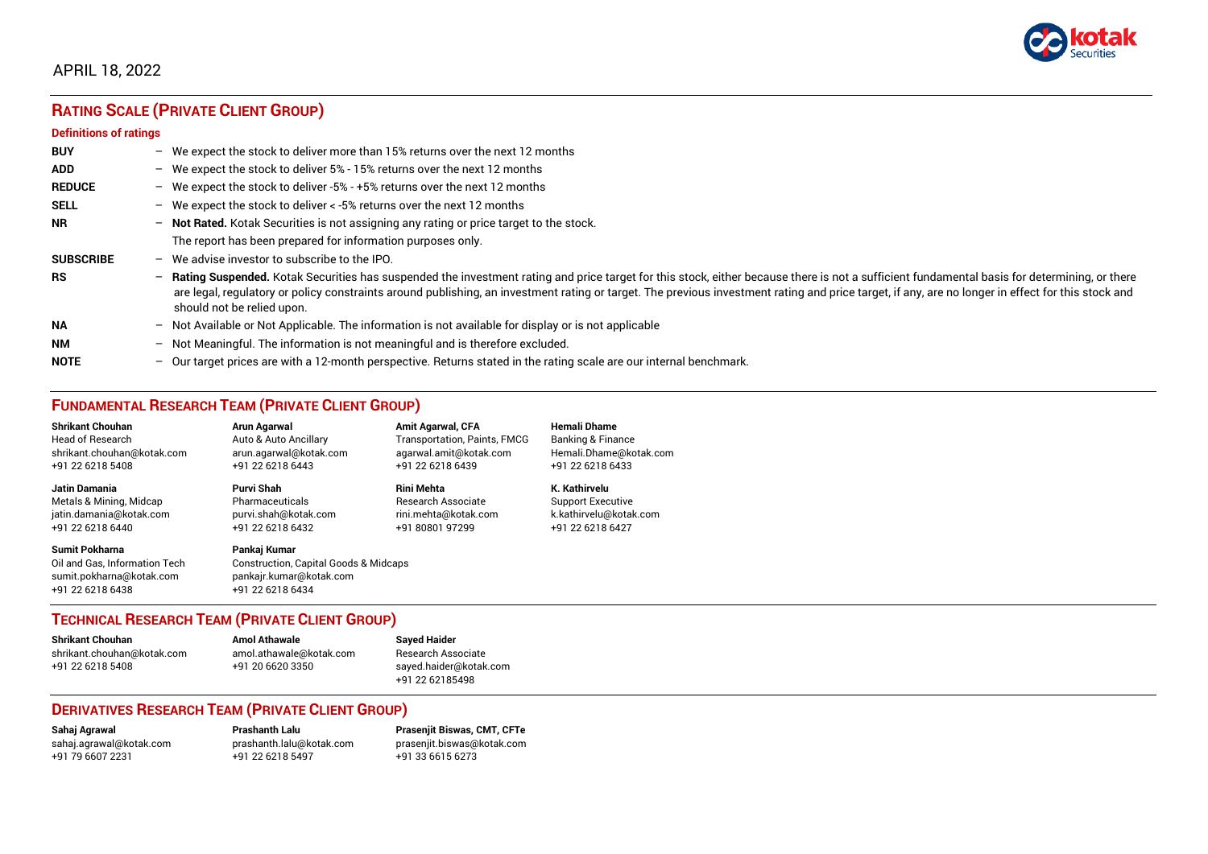APRIL 18, 2022

## RATING SCALE (PRIVATE CLIENT GROUP)

**Definitions of ratings**

| | |
|---|---|
| **BUY** | – We expect the stock to deliver more than 15% returns over the next 12 months |
| **ADD** | – We expect the stock to deliver 5% - 15% returns over the next 12 months |
| **REDUCE** | – We expect the stock to deliver -5% - +5% returns over the next 12 months |
| **SELL** | – We expect the stock to deliver < -5% returns over the next 12 months |
| **NR** | – **Not Rated.** Kotak Securities is not assigning any rating or price target to the stock. The report has been prepared for information purposes only. |
| **SUBSCRIBE** | – We advise investor to subscribe to the IPO. |
| **RS** | – **Rating Suspended.** Kotak Securities has suspended the investment rating and price target for this stock, either because there is not a sufficient fundamental basis for determining, or there are legal, regulatory or policy constraints around publishing, an investment rating or target. The previous investment rating and price target, if any, are no longer in effect for this stock and should not be relied upon. |
| **NA** | – Not Available or Not Applicable. The information is not available for display or is not applicable |
| **NM** | – Not Meaningful. The information is not meaningful and is therefore excluded. |
| **NOTE** | – Our target prices are with a 12-month perspective. Returns stated in the rating scale are our internal benchmark. |

## FUNDAMENTAL RESEARCH TEAM (PRIVATE CLIENT GROUP)

**Shrikant Chouhan**
Head of Research
shrikant.chouhan@kotak.com
+91 22 6218 5408

**Arun Agarwal**
Auto & Auto Ancillary
arun.agarwal@kotak.com
+91 22 6218 6443

**Amit Agarwal, CFA**
Transportation, Paints, FMCG
agarwal.amit@kotak.com
+91 22 6218 6439

**Hemali Dhame**
Banking & Finance
Hemali.Dhame@kotak.com
+91 22 6218 6433

**Jatin Damania**
Metals & Mining, Midcap
jatin.damania@kotak.com
+91 22 6218 6440

**Purvi Shah**
Pharmaceuticals
purvi.shah@kotak.com
+91 22 6218 6432

**Rini Mehta**
Research Associate
rini.mehta@kotak.com
+91 80801 97299

**K. Kathirvelu**
Support Executive
k.kathirvelu@kotak.com
+91 22 6218 6427

**Sumit Pokharna**
Oil and Gas, Information Tech
sumit.pokharna@kotak.com
+91 22 6218 6438

**Pankaj Kumar**
Construction, Capital Goods & Midcaps
pankajr.kumar@kotak.com
+91 22 6218 6434

## TECHNICAL RESEARCH TEAM (PRIVATE CLIENT GROUP)

**Shrikant Chouhan**
shrikant.chouhan@kotak.com
+91 22 6218 5408

**Amol Athawale**
amol.athawale@kotak.com
+91 20 6620 3350

**Sayed Haider**
Research Associate
sayed.haider@kotak.com
+91 22 62185498

## DERIVATIVES RESEARCH TEAM (PRIVATE CLIENT GROUP)

**Sahaj Agrawal**
sahaj.agrawal@kotak.com
+91 79 6607 2231

**Prashanth Lalu**
prashanth.lalu@kotak.com
+91 22 6218 5497

**Prasenjit Biswas, CMT, CFTe**
prasenjit.biswas@kotak.com
+91 33 6615 6273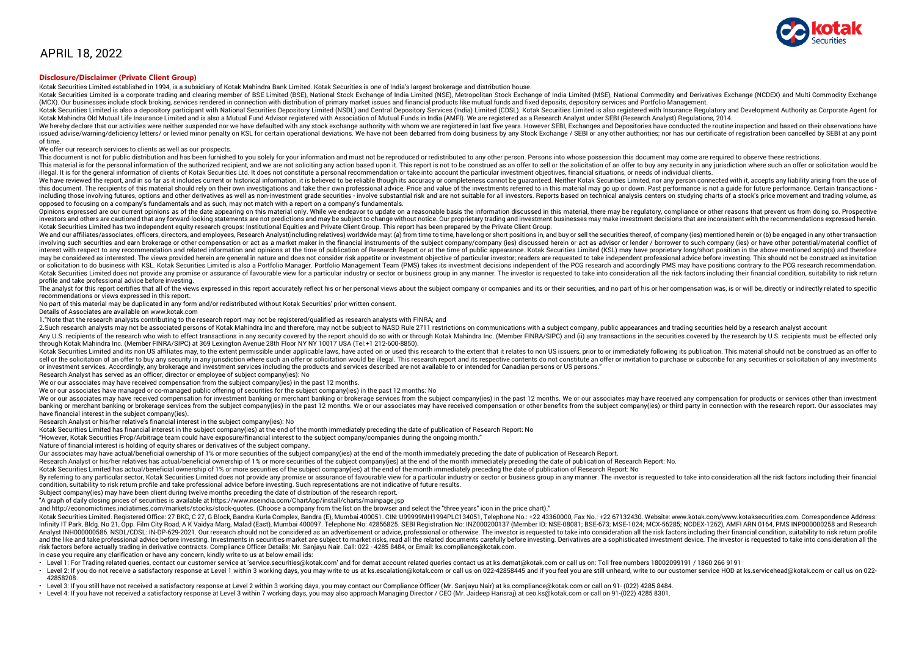APRIL 18, 2022

### Disclosure/Disclaimer (Private Client Group)

Kotak Securities Limited established in 1994, is a subsidiary of Kotak Mahindra Bank Limited. Kotak Securities is one of India's largest brokerage and distribution house.

Kotak Securities Limited is a corporate trading and clearing member of BSE Limited (BSE), National Stock Exchange of India Limited (NSE), Metropolitan Stock Exchange of India Limited (MSE), National Commodity and Derivatives Exchange (NCDEX) and Multi Commodity Exchange (MCX). Our businesses include stock broking, services rendered in connection with distribution of primary market issues and financial products like mutual funds and fixed deposits, depository services and Portfolio Management.

Kotak Securities Limited is also a depository participant with National Securities Depository Limited (NSDL) and Central Depository Services (India) Limited (CDSL). Kotak Securities Limited is also registered with Insurance Regulatory and Development Authority as Corporate Agent for Kotak Mahindra Old Mutual Life Insurance Limited and is also a Mutual Fund Advisor registered with Association of Mutual Funds in India (AMFI). We are registered as a Research Analyst under SEBI (Research Analyst) Regulations, 2014.

We hereby declare that our activities were neither suspended nor we have defaulted with any stock exchange authority with whom we are registered in last five years. However SEBI, Exchanges and Depositories have conducted the routine inspection and based on their observations have issued advise/warning/deficiency letters/ or levied minor penalty on KSL for certain operational deviations. We have not been debarred from doing business by any Stock Exchange / SEBI or any other authorities; nor has our certificate of registration been cancelled by SEBI at any point of time.

We offer our research services to clients as well as our prospects.

This document is not for public distribution and has been furnished to you solely for your information and must not be reproduced or redistributed to any other person. Persons into whose possession this document may come are required to observe these restrictions.

This material is for the personal information of the authorized recipient, and we are not soliciting any action based upon it. This report is not to be construed as an offer to sell or the solicitation of an offer to buy any security in any jurisdiction where such an offer or solicitation would be illegal. It is for the general information of clients of Kotak Securities Ltd. It does not constitute a personal recommendation or take into account the particular investment objectives, financial situations, or needs of individual clients.

We have reviewed the report, and in so far as it includes current or historical information, it is believed to be reliable though its accuracy or completeness cannot be guaranteed. Neither Kotak Securities Limited, nor any person connected with it, accepts any liability arising from the use of this document. The recipients of this material should rely on their own investigations and take their own professional advice. Price and value of the investments referred to in this material may go up or down. Past performance is not a guide for future performance. Certain transactions - including those involving futures, options and other derivatives as well as non-investment grade securities - involve substantial risk and are not suitable for all investors. Reports based on technical analysis centers on studying charts of a stock's price movement and trading volume, as opposed to focusing on a company's fundamentals and as such, may not match with a report on a company's fundamentals.

Opinions expressed are our current opinions as of the date appearing on this material only. While we endeavor to update on a reasonable basis the information discussed in this material, there may be regulatory, compliance or other reasons that prevent us from doing so. Prospective investors and others are cautioned that any forward-looking statements are not predictions and may be subject to change without notice. Our proprietary trading and investment businesses may make investment decisions that are inconsistent with the recommendations expressed herein. Kotak Securities Limited has two independent equity research groups: Institutional Equities and Private Client Group. This report has been prepared by the Private Client Group.

We and our affiliates/associates, officers, directors, and employees, Research Analyst(including relatives) worldwide may: (a) from time to time, have long or short positions in, and buy or sell the securities thereof, of company (ies) mentioned herein or (b) be engaged in any other transaction involving such securities and earn brokerage or other compensation or act as a market maker in the financial instruments of the subject company/company (ies) discussed herein or act as advisor or lender / borrower to such company (ies) or have other potential/material conflict of interest with respect to any recommendation and related information and opinions at the time of publication of Research Report or at the time of public appearance. Kotak Securities Limited (KSL) may have proprietary long/short position in the above mentioned scrip(s) and therefore may be considered as interested. The views provided herein are general in nature and does not consider risk appetite or investment objective of particular investor; readers are requested to take independent professional advice before investing. This should not be construed as invitation or solicitation to do business with KSL. Kotak Securities Limited is also a Portfolio Manager. Portfolio Management Team (PMS) takes its investment decisions independent of the PCG research and accordingly PMS may have positions contrary to the PCG research recommendation. Kotak Securities Limited does not provide any promise or assurance of favourable view for a particular industry or sector or business group in any manner. The investor is requested to take into consideration all the risk factors including their financial condition, suitability to risk return profile and take professional advice before investing.

The analyst for this report certifies that all of the views expressed in this report accurately reflect his or her personal views about the subject company or companies and its or their securities, and no part of his or her compensation was, is or will be, directly or indirectly related to specific recommendations or views expressed in this report.

No part of this material may be duplicated in any form and/or redistributed without Kotak Securities' prior written consent.

Details of Associates are available on www.kotak.com

1."Note that the research analysts contributing to the research report may not be registered/qualified as research analysts with FINRA; and

2.Such research analysts may not be associated persons of Kotak Mahindra Inc and therefore, may not be subject to NASD Rule 2711 restrictions on communications with a subject company, public appearances and trading securities held by a research analyst account

Any U.S. recipients of the research who wish to effect transactions in any security covered by the report should do so with or through Kotak Mahindra Inc. (Member FINRA/SIPC) and (ii) any transactions in the securities covered by the research by U.S. recipients must be effected only through Kotak Mahindra Inc. (Member FINRA/SIPC) at 369 Lexington Avenue 28th Floor NY NY 10017 USA (Tel:+1 212-600-8850).

Kotak Securities Limited and its non US affiliates may, to the extent permissible under applicable laws, have acted on or used this research to the extent that it relates to non US issuers, prior to or immediately following its publication. This material should not be construed as an offer to sell or the solicitation of an offer to buy any security in any jurisdiction where such an offer or solicitation would be illegal. This research report and its respective contents do not constitute an offer or invitation to purchase or subscribe for any securities or solicitation of any investments or investment services. Accordingly, any brokerage and investment services including the products and services described are not available to or intended for Canadian persons or US persons."

Research Analyst has served as an officer, director or employee of subject company(ies): No

We or our associates may have received compensation from the subject company(ies) in the past 12 months.

We or our associates have managed or co-managed public offering of securities for the subject company(ies) in the past 12 months: No

We or our associates may have received compensation for investment banking or merchant banking or brokerage services from the subject company(ies) in the past 12 months. We or our associates may have received any compensation for products or services other than investment banking or merchant banking or brokerage services from the subject company(ies) in the past 12 months. We or our associates may have received compensation or other benefits from the subject company(ies) or third party in connection with the research report. Our associates may have financial interest in the subject company(ies).

Research Analyst or his/her relative's financial interest in the subject company(ies): No

Kotak Securities Limited has financial interest in the subject company(ies) at the end of the month immediately preceding the date of publication of Research Report: No

"However, Kotak Securities Prop/Arbitrage team could have exposure/financial interest to the subject company/companies during the ongoing month."

Nature of financial interest is holding of equity shares or derivatives of the subject company.

Our associates may have actual/beneficial ownership of 1% or more securities of the subject company(ies) at the end of the month immediately preceding the date of publication of Research Report.

Research Analyst or his/her relatives has actual/beneficial ownership of 1% or more securities of the subject company(ies) at the end of the month immediately preceding the date of publication of Research Report: No.

Kotak Securities Limited has actual/beneficial ownership of 1% or more securities of the subject company(ies) at the end of the month immediately preceding the date of publication of Research Report: No

By referring to any particular sector, Kotak Securities Limited does not provide any promise or assurance of favourable view for a particular industry or sector or business group in any manner. The investor is requested to take into consideration all the risk factors including their financial condition, suitability to risk return profile and take professional advice before investing. Such representations are not indicative of future results.

Subject company(ies) may have been client during twelve months preceding the date of distribution of the research report.

"A graph of daily closing prices of securities is available at https://www.nseindia.com/ChartApp/install/charts/mainpage.jsp

and http://economictimes.indiatimes.com/markets/stocks/stock-quotes. (Choose a company from the list on the browser and select the "three years" icon in the price chart)."

Kotak Securities Limited. Registered Office: 27 BKC, C 27, G Block, Bandra Kurla Complex, Bandra (E), Mumbai 400051. CIN: U99999MH1994PLC134051, Telephone No.: +22 43360000, Fax No.: +22 67132430. Website: www.kotak.com/www.kotaksecurities.com. Correspondence Address: Infinity IT Park, Bldg. No 21, Opp. Film City Road, A K Vaidya Marg, Malad (East), Mumbai 400097. Telephone No: 42856825. SEBI Registration No: INZ000200137 (Member ID: NSE-08081; BSE-673; MSE-1024; MCX-56285; NCDEX-1262), AMFI ARN 0164, PMS INP000000258 and Research Analyst INH000000586. NSDL/CDSL: IN-DP-629-2021. Our research should not be considered as an advertisement or advice, professional or otherwise. The investor is requested to take into consideration all the risk factors including their financial condition, suitability to risk return profile and the like and take professional advice before investing. Investments in securities market are subject to market risks, read all the related documents carefully before investing. Derivatives are a sophisticated investment device. The investor is requested to take into consideration all the risk factors before actually trading in derivative contracts. Compliance Officer Details: Mr. Sanjayu Nair. Call: 022 - 4285 8484, or Email: ks.compliance@kotak.com.

In case you require any clarification or have any concern, kindly write to us at below email ids:

- Level 1: For Trading related queries, contact our customer service at 'service.securities@kotak.com' and for demat account related queries contact us at ks.demat@kotak.com or call us on: Toll free numbers 18002099191 / 1860 266 9191
- Level 2: If you do not receive a satisfactory response at Level 1 within 3 working days, you may write to us at ks.escalation@kotak.com or call us on 022-42858445 and if you feel you are still unheard, write to our customer service HOD at ks.servicehead@kotak.com or call us on 022-42858208.
- Level 3: If you still have not received a satisfactory response at Level 2 within 3 working days, you may contact our Compliance Officer (Mr. Sanjayu Nair) at ks.compliance@kotak.com or call on 91- (022) 4285 8484.
- Level 4: If you have not received a satisfactory response at Level 3 within 7 working days, you may also approach Managing Director / CEO (Mr. Jaideep Hansraj) at ceo.ks@kotak.com or call on 91-(022) 4285 8301.